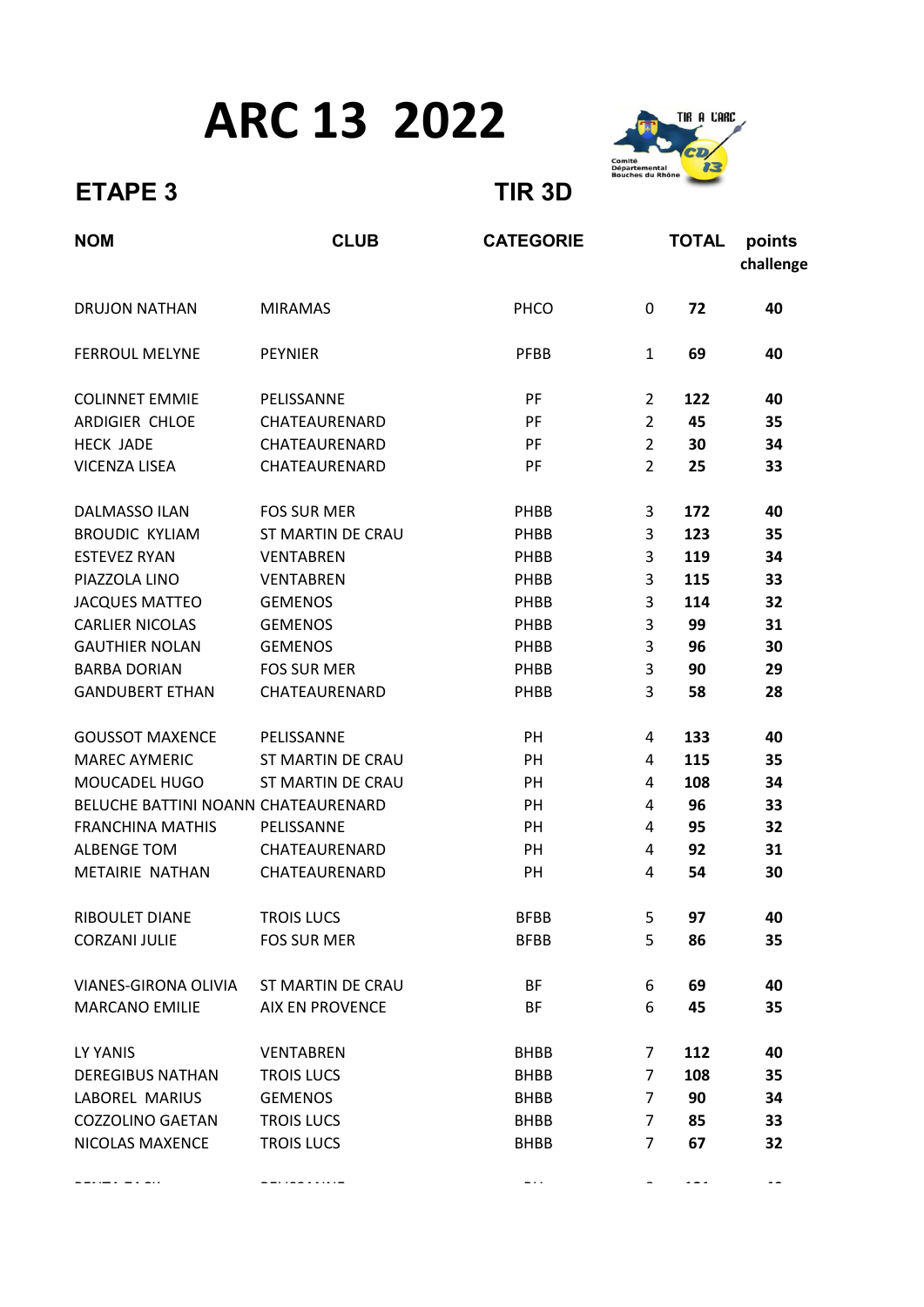# ARC 13 2022

## ETAPE 3

## TIR 3D

| NOM | CLUB | CATEGORIE | | TOTAL | points challenge |
|---|---|---|---|---|---|
| DRUJON NATHAN | MIRAMAS | PHCO | 0 | **72** | **40** |
| FERROUL MELYNE | PEYNIER | PFBB | 1 | **69** | **40** |
| COLINNET EMMIE | PELISSANNE | PF | 2 | **122** | **40** |
| ARDIGIER CHLOE | CHATEAURENARD | PF | 2 | **45** | **35** |
| HECK JADE | CHATEAURENARD | PF | 2 | **30** | **34** |
| VICENZA LISEA | CHATEAURENARD | PF | 2 | **25** | **33** |
| DALMASSO ILAN | FOS SUR MER | PHBB | 3 | **172** | **40** |
| BROUDIC KYLIAM | ST MARTIN DE CRAU | PHBB | 3 | **123** | **35** |
| ESTEVEZ RYAN | VENTABREN | PHBB | 3 | **119** | **34** |
| PIAZZOLA LINO | VENTABREN | PHBB | 3 | **115** | **33** |
| JACQUES MATTEO | GEMENOS | PHBB | 3 | **114** | **32** |
| CARLIER NICOLAS | GEMENOS | PHBB | 3 | **99** | **31** |
| GAUTHIER NOLAN | GEMENOS | PHBB | 3 | **96** | **30** |
| BARBA DORIAN | FOS SUR MER | PHBB | 3 | **90** | **29** |
| GANDUBERT ETHAN | CHATEAURENARD | PHBB | 3 | **58** | **28** |
| GOUSSOT MAXENCE | PELISSANNE | PH | 4 | **133** | **40** |
| MAREC AYMERIC | ST MARTIN DE CRAU | PH | 4 | **115** | **35** |
| MOUCADEL HUGO | ST MARTIN DE CRAU | PH | 4 | **108** | **34** |
| BELUCHE BATTINI NOANN | CHATEAURENARD | PH | 4 | **96** | **33** |
| FRANCHINA MATHIS | PELISSANNE | PH | 4 | **95** | **32** |
| ALBENGE TOM | CHATEAURENARD | PH | 4 | **92** | **31** |
| METAIRIE NATHAN | CHATEAURENARD | PH | 4 | **54** | **30** |
| RIBOULET DIANE | TROIS LUCS | BFBB | 5 | **97** | **40** |
| CORZANI JULIE | FOS SUR MER | BFBB | 5 | **86** | **35** |
| VIANES-GIRONA OLIVIA | ST MARTIN DE CRAU | BF | 6 | **69** | **40** |
| MARCANO EMILIE | AIX EN PROVENCE | BF | 6 | **45** | **35** |
| LY YANIS | VENTABREN | BHBB | 7 | **112** | **40** |
| DEREGIBUS NATHAN | TROIS LUCS | BHBB | 7 | **108** | **35** |
| LABOREL MARIUS | GEMENOS | BHBB | 7 | **90** | **34** |
| COZZOLINO GAETAN | TROIS LUCS | BHBB | 7 | **85** | **33** |
| NICOLAS MAXENCE | TROIS LUCS | BHBB | 7 | **67** | **32** |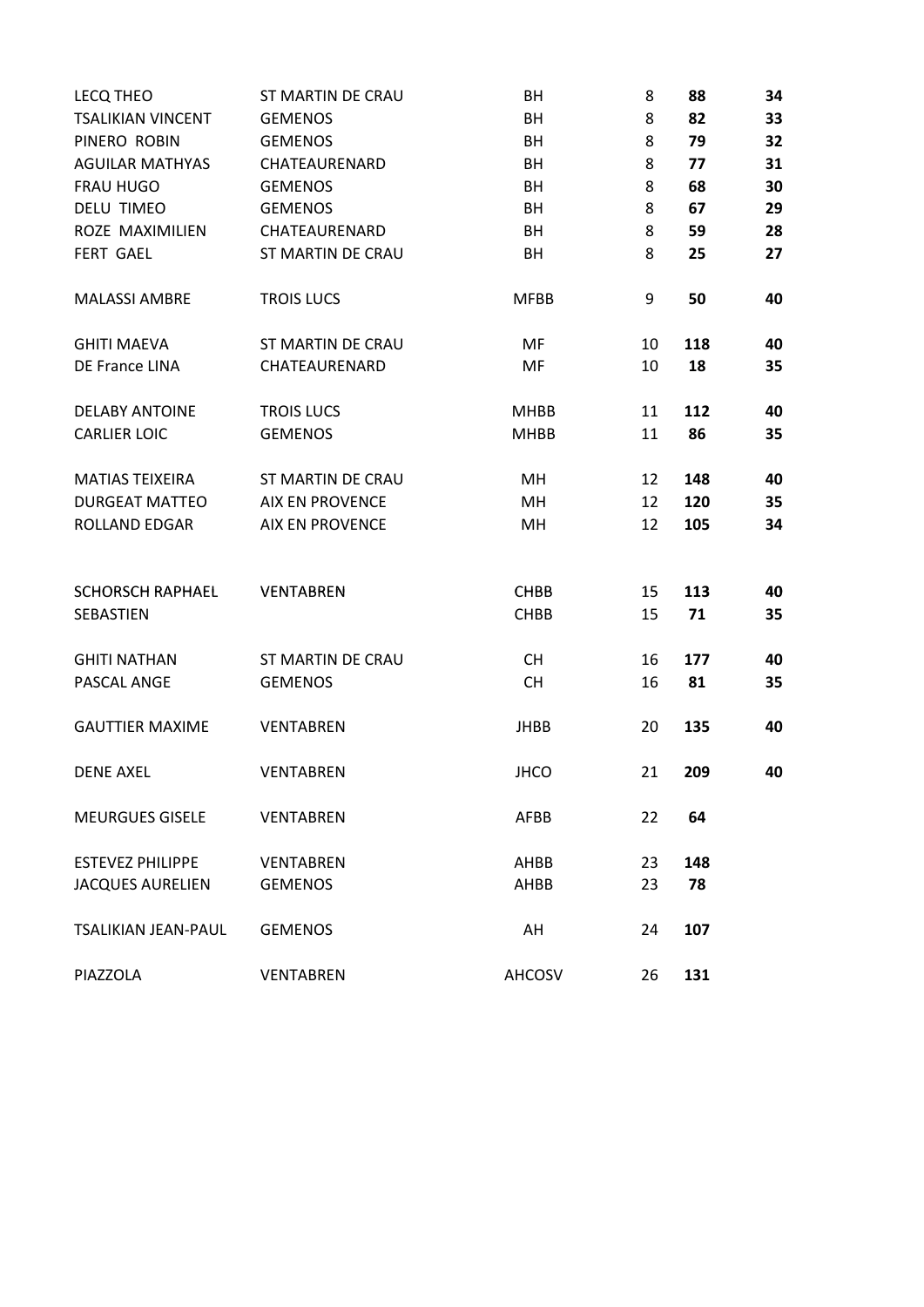| | | | | | |
|---|---|---|---|---|---|
| LECQ THEO | ST MARTIN DE CRAU | BH | 8 | **88** | **34** |
| TSALIKIAN VINCENT | GEMENOS | BH | 8 | **82** | **33** |
| PINERO ROBIN | GEMENOS | BH | 8 | **79** | **32** |
| AGUILAR MATHYAS | CHATEAURENARD | BH | 8 | **77** | **31** |
| FRAU HUGO | GEMENOS | BH | 8 | **68** | **30** |
| DELU TIMEO | GEMENOS | BH | 8 | **67** | **29** |
| ROZE MAXIMILIEN | CHATEAURENARD | BH | 8 | **59** | **28** |
| FERT GAEL | ST MARTIN DE CRAU | BH | 8 | **25** | **27** |
| | | | | | |
| MALASSI AMBRE | TROIS LUCS | MFBB | 9 | **50** | **40** |
| | | | | | |
| GHITI MAEVA | ST MARTIN DE CRAU | MF | 10 | **118** | **40** |
| DE France LINA | CHATEAURENARD | MF | 10 | **18** | **35** |
| | | | | | |
| DELABY ANTOINE | TROIS LUCS | MHBB | 11 | **112** | **40** |
| CARLIER LOIC | GEMENOS | MHBB | 11 | **86** | **35** |
| | | | | | |
| MATIAS TEIXEIRA | ST MARTIN DE CRAU | MH | 12 | **148** | **40** |
| DURGEAT MATTEO | AIX EN PROVENCE | MH | 12 | **120** | **35** |
| ROLLAND EDGAR | AIX EN PROVENCE | MH | 12 | **105** | **34** |
| | | | | | |
| SCHORSCH RAPHAEL | VENTABREN | CHBB | 15 | **113** | **40** |
| SEBASTIEN | | CHBB | 15 | **71** | **35** |
| | | | | | |
| GHITI NATHAN | ST MARTIN DE CRAU | CH | 16 | **177** | **40** |
| PASCAL ANGE | GEMENOS | CH | 16 | **81** | **35** |
| | | | | | |
| GAUTTIER MAXIME | VENTABREN | JHBB | 20 | **135** | **40** |
| | | | | | |
| DENE AXEL | VENTABREN | JHCO | 21 | **209** | **40** |
| | | | | | |
| MEURGUES GISELE | VENTABREN | AFBB | 22 | **64** | |
| | | | | | |
| ESTEVEZ PHILIPPE | VENTABREN | AHBB | 23 | **148** | |
| JACQUES AURELIEN | GEMENOS | AHBB | 23 | **78** | |
| | | | | | |
| TSALIKIAN JEAN-PAUL | GEMENOS | AH | 24 | **107** | |
| | | | | | |
| PIAZZOLA | VENTABREN | AHCOSV | 26 | **131** | |